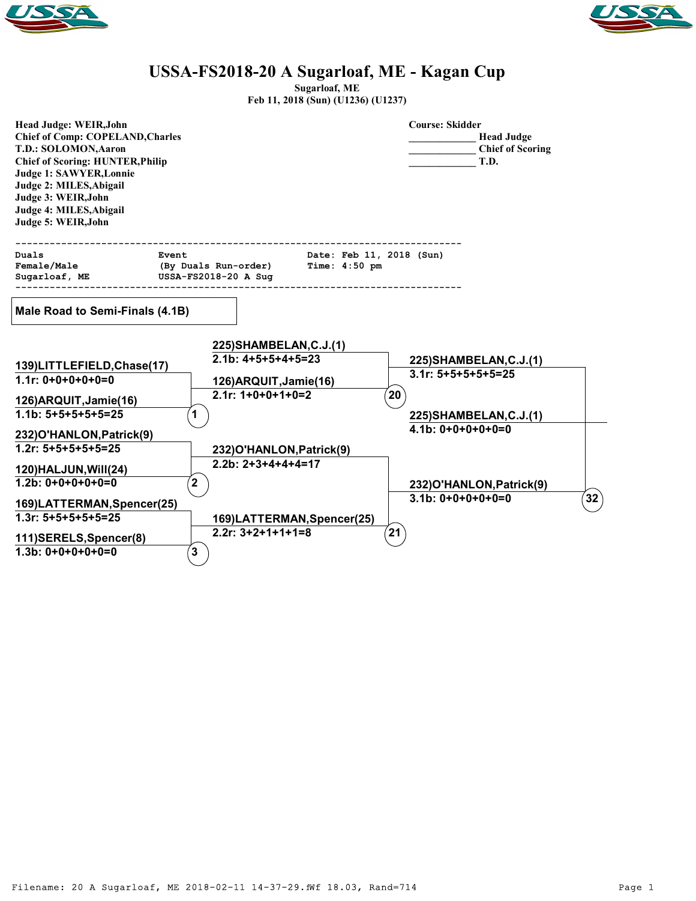# USSA-FS2018-20 A Sugarloaf, ME - Kagan Cup

**Sugarloaf, ME**
**Feb 11, 2018 (Sun) (U1236) (U1237)**

**Head Judge: WEIR,John**
**Chief of Comp: COPELAND,Charles**
**T.D.: SOLOMON,Aaron**
**Chief of Scoring: HUNTER,Philip**
**Judge 1: SAWYER,Lonnie**
**Judge 2: MILES,Abigail**
**Judge 3: WEIR,John**
**Judge 4: MILES,Abigail**
**Judge 5: WEIR,John**

**Course: Skidder**
____________ **Head Judge**
____________ **Chief of Scoring**
____________ **T.D.**

```
---------------------------------------------------------------------------
Duals                  Event                    Date: Feb 11, 2018 (Sun)
Female/Male            (By Duals Run-order)     Time: 4:50 pm
Sugarloaf, ME          USSA-FS2018-20 A Sug
---------------------------------------------------------------------------
```

## Male Road to Semi-Finals (4.1B)

**Round 1**

- Heat 1:
  - 139)LITTLEFIELD,Chase(17) — 1.1r: 0+0+0+0+0=0
  - 126)ARQUIT,Jamie(16) — 1.1b: 5+5+5+5+5=25
- Heat 2:
  - 232)O'HANLON,Patrick(9) — 1.2r: 5+5+5+5+5=25
  - 120)HALJUN,Will(24) — 1.2b: 0+0+0+0+0=0
- Heat 3:
  - 169)LATTERMAN,Spencer(25) — 1.3r: 5+5+5+5+5=25
  - 111)SERELS,Spencer(8) — 1.3b: 0+0+0+0+0=0

**Round 2**

- Heat 20:
  - 225)SHAMBELAN,C.J.(1) — 2.1b: 4+5+5+4+5=23
  - 126)ARQUIT,Jamie(16) — 2.1r: 1+0+0+1+0=2
- Heat 21:
  - 232)O'HANLON,Patrick(9) — 2.2b: 2+3+4+4+4=17
  - 169)LATTERMAN,Spencer(25) — 2.2r: 3+2+1+1+1=8

**Round 3**

- Heat 32:
  - 225)SHAMBELAN,C.J.(1) — 3.1r: 5+5+5+5+5=25
  - 232)O'HANLON,Patrick(9) — 3.1b: 0+0+0+0+0=0

**Round 4**

- 225)SHAMBELAN,C.J.(1) — 4.1b: 0+0+0+0+0=0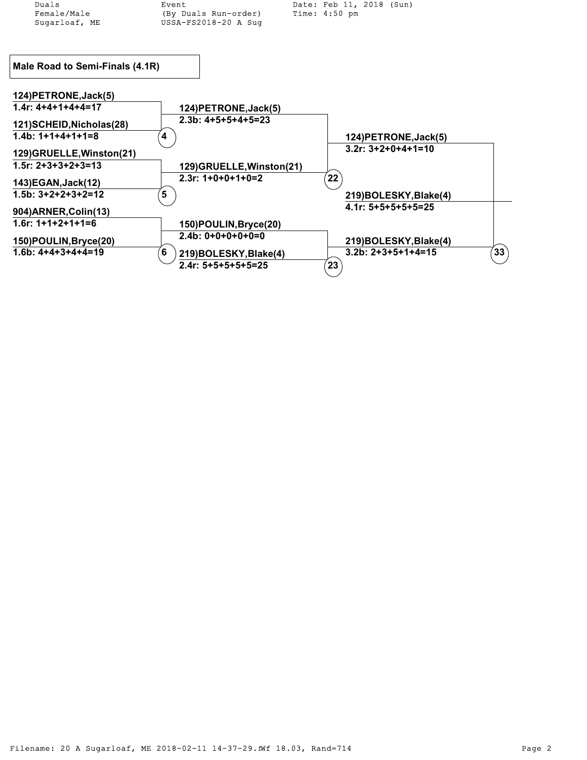Duals
Female/Male
Sugarloaf, ME

Event
(By Duals Run-order)
USSA-FS2018-20 A Sug

Date: Feb 11, 2018 (Sun)
Time: 4:50 pm

## Male Road to Semi-Finals (4.1R)

**Round 1**

- Heat 4:
  - 124)PETRONE,Jack(5) — 1.4r: 4+4+1+4+4=17
  - 121)SCHEID,Nicholas(28) — 1.4b: 1+1+4+1+1=8
- Heat 5:
  - 129)GRUELLE,Winston(21) — 1.5r: 2+3+3+2+3=13
  - 143)EGAN,Jack(12) — 1.5b: 3+2+2+3+2=12
- Heat 6:
  - 904)ARNER,Colin(13) — 1.6r: 1+1+2+1+1=6
  - 150)POULIN,Bryce(20) — 1.6b: 4+4+3+4+4=19

**Round 2**

- Heat 22:
  - 124)PETRONE,Jack(5) — 2.3b: 4+5+5+4+5=23
  - 129)GRUELLE,Winston(21) — 2.3r: 1+0+0+1+0=2
- Heat 23:
  - 150)POULIN,Bryce(20) — 2.4b: 0+0+0+0+0=0
  - 219)BOLESKY,Blake(4) — 2.4r: 5+5+5+5+5=25

**Round 3**

- Heat 33:
  - 124)PETRONE,Jack(5) — 3.2r: 3+2+0+4+1=10
  - 219)BOLESKY,Blake(4) — 3.2b: 2+3+5+1+4=15

**Advances**

- 219)BOLESKY,Blake(4) — 4.1r: 5+5+5+5+5=25

Filename: 20 A Sugarloaf, ME 2018-02-11 14-37-29.fWf 18.03, Rand=714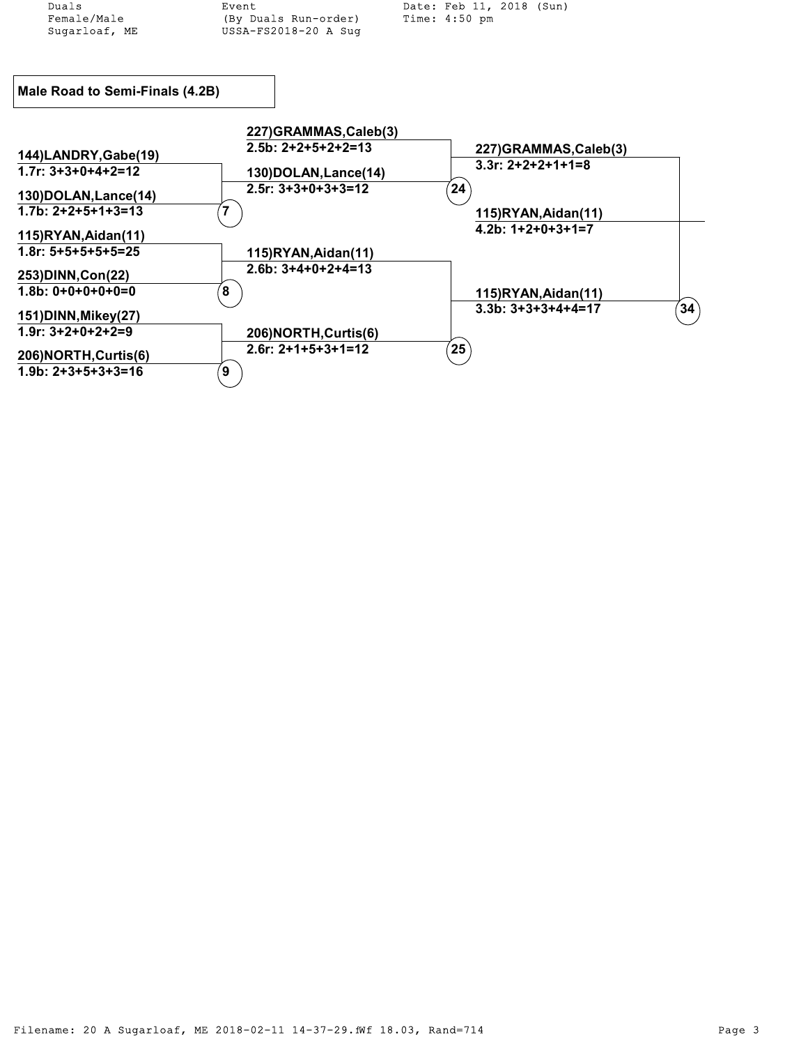Duals
Female/Male
Sugarloaf, ME

Event
(By Duals Run-order)
USSA-FS2018-20 A Sug

Date: Feb 11, 2018 (Sun)
Time: 4:50 pm

## Male Road to Semi-Finals (4.2B)

**Heat 7**
- 144)LANDRY,Gabe(19) — 1.7r: 3+3+0+4+2=12
- 130)DOLAN,Lance(14) — 1.7b: 2+2+5+1+3=13

**Heat 8**
- 115)RYAN,Aidan(11) — 1.8r: 5+5+5+5+5=25
- 253)DINN,Con(22) — 1.8b: 0+0+0+0+0=0

**Heat 9**
- 151)DINN,Mikey(27) — 1.9r: 3+2+0+2+2=9
- 206)NORTH,Curtis(6) — 1.9b: 2+3+5+3+3=16

**Heat 24**
- 227)GRAMMAS,Caleb(3) — 2.5b: 2+2+5+2+2=13
- 130)DOLAN,Lance(14) — 2.5r: 3+3+0+3+3=12

**Heat 25**
- 115)RYAN,Aidan(11) — 2.6b: 3+4+0+2+4=13
- 206)NORTH,Curtis(6) — 2.6r: 2+1+5+3+1=12

**Heat 34**
- 227)GRAMMAS,Caleb(3) — 3.3r: 2+2+2+1+1=8
- 115)RYAN,Aidan(11) — 3.3b: 3+3+3+4+4=17

**Winner**
- 115)RYAN,Aidan(11) — 4.2b: 1+2+0+3+1=7

Filename: 20 A Sugarloaf, ME 2018-02-11 14-37-29.fWf 18.03, Rand=714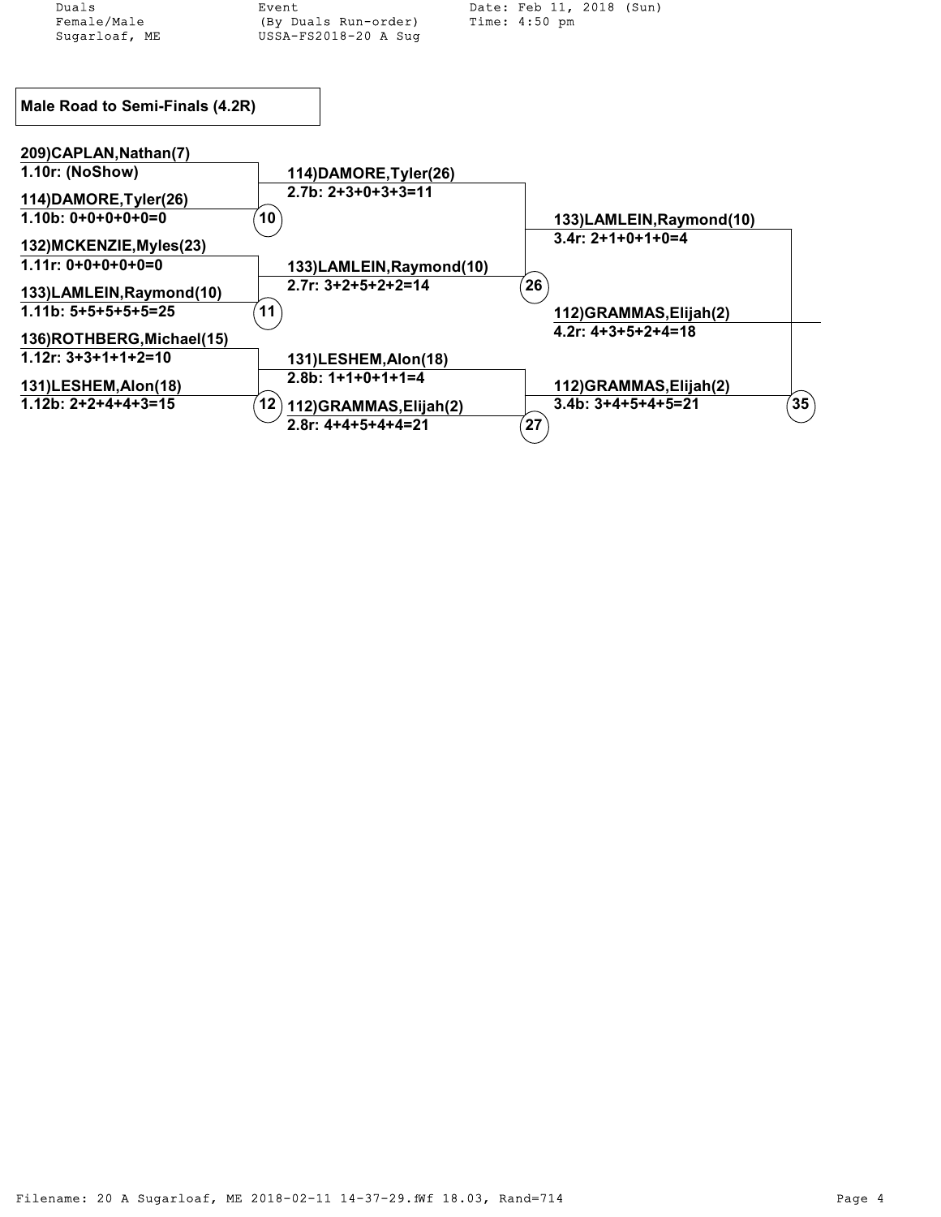Duals Female/Male Sugarloaf, ME

Event (By Duals Run-order) USSA-FS2018-20 A Sug

Date: Feb 11, 2018 (Sun) Time: 4:50 pm

## Male Road to Semi-Finals (4.2R)

### Round 1

| Heat | Competitor | Run | Score |
|---|---|---|---|
| 10 | 209)CAPLAN,Nathan(7) | 1.10r | (NoShow) |
| 10 | 114)DAMORE,Tyler(26) | 1.10b | 0+0+0+0+0=0 |
| 11 | 132)MCKENZIE,Myles(23) | 1.11r | 0+0+0+0+0=0 |
| 11 | 133)LAMLEIN,Raymond(10) | 1.11b | 5+5+5+5+5=25 |
| 12 | 136)ROTHBERG,Michael(15) | 1.12r | 3+3+1+1+2=10 |
| 12 | 131)LESHEM,Alon(18) | 1.12b | 2+2+4+4+3=15 |

### Round 2

| Heat | Competitor | Run | Score |
|---|---|---|---|
| 26 | 114)DAMORE,Tyler(26) | 2.7b | 2+3+0+3+3=11 |
| 26 | 133)LAMLEIN,Raymond(10) | 2.7r | 3+2+5+2+2=14 |
| 27 | 131)LESHEM,Alon(18) | 2.8b | 1+1+0+1+1=4 |
| 27 | 112)GRAMMAS,Elijah(2) | 2.8r | 4+4+5+4+4=21 |

### Round 3

| Heat | Competitor | Run | Score |
|---|---|---|---|
| 35 | 133)LAMLEIN,Raymond(10) | 3.4r | 2+1+0+1+0=4 |
| 35 | 112)GRAMMAS,Elijah(2) | 3.4b | 3+4+5+4+5=21 |

### Advances

| Competitor | Run | Score |
|---|---|---|
| 112)GRAMMAS,Elijah(2) | 4.2r | 4+3+5+2+4=18 |

Filename: 20 A Sugarloaf, ME 2018-02-11 14-37-29.fWf 18.03, Rand=714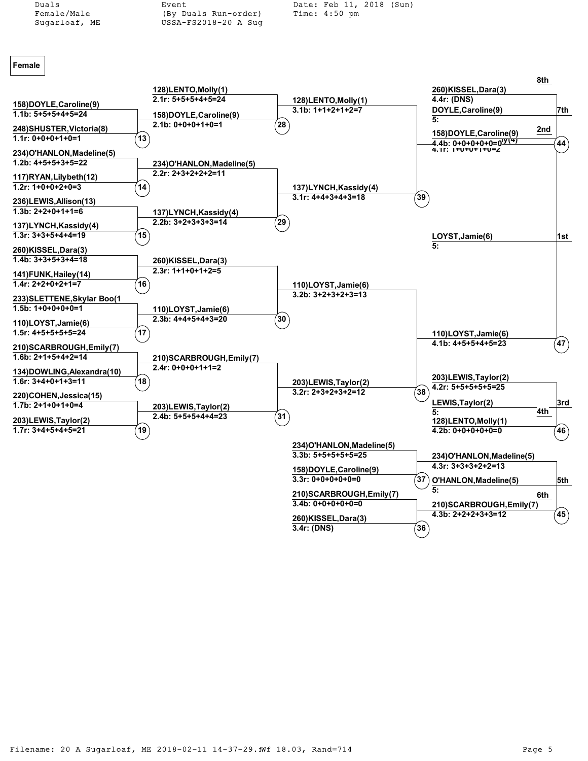Duals
Female/Male
Sugarloaf, ME

Event
(By Duals Run-order)
USSA-FS2018-20 A Sug

Date: Feb 11, 2018 (Sun)
Time: 4:50 pm

**Female**

### Round 1

| Heat | Competitor | Run |
|---|---|---|
| 13 | 158)DOYLE,Caroline(9) | 1.1b: 5+5+5+4+5=24 |
| 13 | 248)SHUSTER,Victoria(8) | 1.1r: 0+0+0+1+0=1 |
| 14 | 234)O'HANLON,Madeline(5) | 1.2b: 4+5+5+3+5=22 |
| 14 | 117)RYAN,Lilybeth(12) | 1.2r: 1+0+0+2+0=3 |
| 15 | 236)LEWIS,Allison(13) | 1.3b: 2+2+0+1+1=6 |
| 15 | 137)LYNCH,Kassidy(4) | 1.3r: 3+3+5+4+4=19 |
| 16 | 260)KISSEL,Dara(3) | 1.4b: 3+3+5+3+4=18 |
| 16 | 141)FUNK,Hailey(14) | 1.4r: 2+2+0+2+1=7 |
| 17 | 233)SLETTENE,Skylar Boo(1 | 1.5b: 1+0+0+0+0=1 |
| 17 | 110)LOYST,Jamie(6) | 1.5r: 4+5+5+5+5=24 |
| 18 | 210)SCARBROUGH,Emily(7) | 1.6b: 2+1+5+4+2=14 |
| 18 | 134)DOWLING,Alexandra(10) | 1.6r: 3+4+0+1+3=11 |
| 19 | 220)COHEN,Jessica(15) | 1.7b: 2+1+0+1+0=4 |
| 19 | 203)LEWIS,Taylor(2) | 1.7r: 3+4+5+4+5=21 |

### Round 2

| Heat | Competitor | Run |
|---|---|---|
| 28 | 128)LENTO,Molly(1) | 2.1r: 5+5+5+4+5=24 |
| 28 | 158)DOYLE,Caroline(9) | 2.1b: 0+0+0+1+0=1 |
| 29 | 234)O'HANLON,Madeline(5) | 2.2r: 2+3+2+2+2=11 |
| 29 | 137)LYNCH,Kassidy(4) | 2.2b: 3+2+3+3+3=14 |
| 30 | 260)KISSEL,Dara(3) | 2.3r: 1+1+0+1+2=5 |
| 30 | 110)LOYST,Jamie(6) | 2.3b: 4+4+5+4+3=20 |
| 31 | 210)SCARBROUGH,Emily(7) | 2.4r: 0+0+0+1+1=2 |
| 31 | 203)LEWIS,Taylor(2) | 2.4b: 5+5+5+4+4=23 |

### Round 3

| Heat | Competitor | Run |
|---|---|---|
| 39 | 128)LENTO,Molly(1) | 3.1b: 1+1+2+1+2=7 |
| 39 | 137)LYNCH,Kassidy(4) | 3.1r: 4+4+3+4+3=18 |
| 38 | 110)LOYST,Jamie(6) | 3.2b: 3+2+3+2+3=13 |
| 38 | 203)LEWIS,Taylor(2) | 3.2r: 2+3+2+3+2=12 |
| 37 | 234)O'HANLON,Madeline(5) | 3.3b: 5+5+5+5+5=25 |
| 37 | 158)DOYLE,Caroline(9) | 3.3r: 0+0+0+0+0=0 |
| 36 | 210)SCARBROUGH,Emily(7) | 3.4b: 0+0+0+0+0=0 |
| 36 | 260)KISSEL,Dara(3) | 3.4r: (DNS) |

### Round 4

| Heat | Competitor | Run |
|---|---|---|
| 44 | 260)KISSEL,Dara(3) | 4.4r: (DNS) |
| 44 | 158)DOYLE,Caroline(9) | 4.4b: 0+0+0+0+0=0 |
| 47 | | 4.1r: 1+0+0+1+0=2 |
| 47 | 110)LOYST,Jamie(6) | 4.1b: 4+5+5+4+5=23 |
| 46 | 203)LEWIS,Taylor(2) | 4.2r: 5+5+5+5+5=25 |
| 46 | 128)LENTO,Molly(1) | 4.2b: 0+0+0+0+0=0 |
| 45 | 234)O'HANLON,Madeline(5) | 4.3r: 3+3+3+2+2=13 |
| 45 | 210)SCARBROUGH,Emily(7) | 4.3b: 2+2+2+3+3=12 |

### Final Placings

| Place | Competitor |
|---|---|
| 1st | LOYST,Jamie(6) 5: |
| 2nd | (overprinted: ...y(4)) |
| 3rd | LEWIS,Taylor(2) 5: |
| 4th | |
| 5th | O'HANLON,Madeline(5) 5: |
| 6th | |
| 7th | DOYLE,Caroline(9) 5: |
| 8th | |

Filename: 20 A Sugarloaf, ME 2018-02-11 14-37-29.fWf 18.03, Rand=714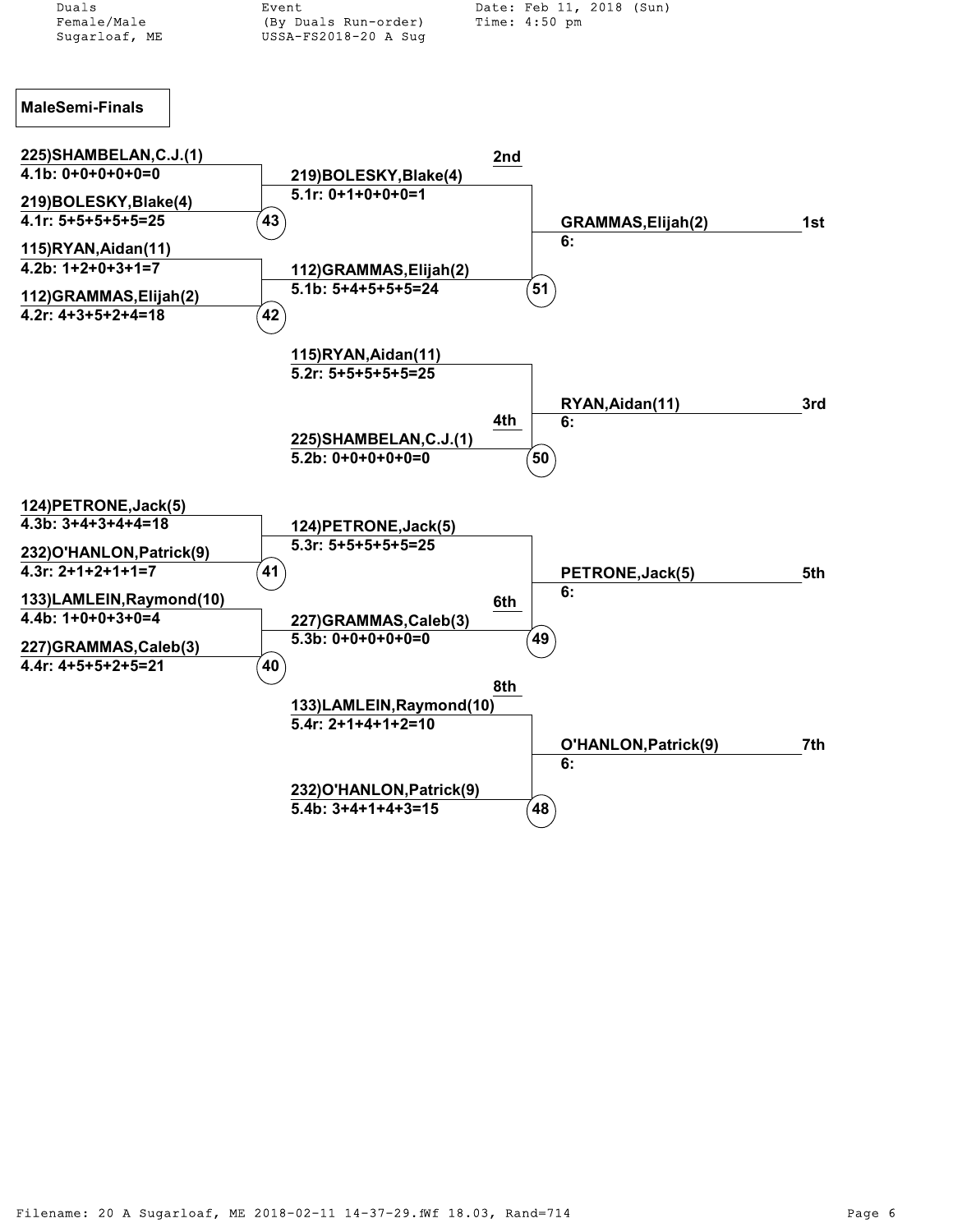Duals
Female/Male
Sugarloaf, ME

Event
(By Duals Run-order)
USSA-FS2018-20 A Sug

Date: Feb 11, 2018 (Sun)
Time: 4:50 pm

**MaleSemi-Finals**

225)SHAMBELAN,C.J.(1)
4.1b: 0+0+0+0+0=0

219)BOLESKY,Blake(4)
4.1r: 5+5+5+5+5=25

43

115)RYAN,Aidan(11)
4.2b: 1+2+0+3+1=7

112)GRAMMAS,Elijah(2)
4.2r: 4+3+5+2+4=18

42

2nd

219)BOLESKY,Blake(4)
5.1r: 0+1+0+0+0=1

112)GRAMMAS,Elijah(2)
5.1b: 5+4+5+5+5=24

51

GRAMMAS,Elijah(2) 1st
6:

115)RYAN,Aidan(11)
5.2r: 5+5+5+5+5=25

4th

225)SHAMBELAN,C.J.(1)
5.2b: 0+0+0+0+0=0

50

RYAN,Aidan(11) 3rd
6:

124)PETRONE,Jack(5)
4.3b: 3+4+3+4+4=18

232)O'HANLON,Patrick(9)
4.3r: 2+1+2+1+1=7

41

133)LAMLEIN,Raymond(10)
4.4b: 1+0+0+3+0=4

227)GRAMMAS,Caleb(3)
4.4r: 4+5+5+2+5=21

40

124)PETRONE,Jack(5)
5.3r: 5+5+5+5+5=25

6th

227)GRAMMAS,Caleb(3)
5.3b: 0+0+0+0+0=0

49

PETRONE,Jack(5) 5th
6:

8th

133)LAMLEIN,Raymond(10)
5.4r: 2+1+4+1+2=10

232)O'HANLON,Patrick(9)
5.4b: 3+4+1+4+3=15

48

O'HANLON,Patrick(9) 7th
6:

Filename: 20 A Sugarloaf, ME 2018-02-11 14-37-29.fWf 18.03, Rand=714